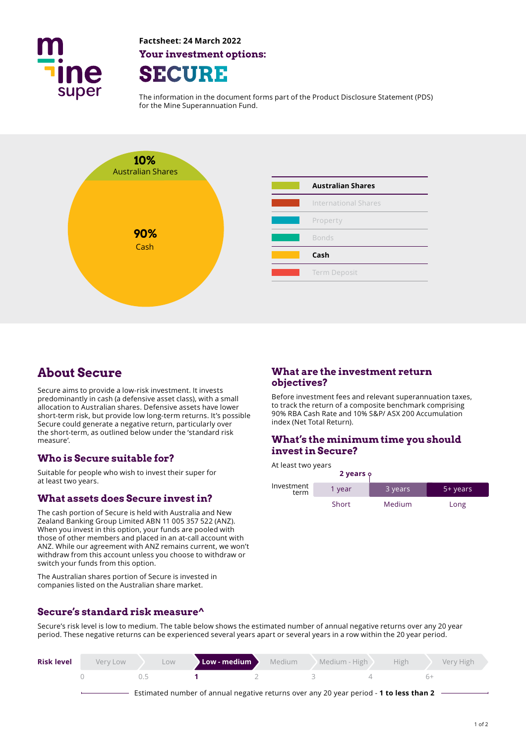**Factsheet: 24 March 2022**

**Your investment options:**

# SECURE

The information in the document forms part of the Product Disclosure Statement (PDS) for the Mine Superannuation Fund.

**10%** Australian Shares

**90%** Cash

| Asset class |
|---|
| **Australian Shares** |
| International Shares |
| Property |
| Bonds |
| **Cash** |
| Term Deposit |

## About Secure

Secure aims to provide a low-risk investment. It invests predominantly in cash (a defensive asset class), with a small allocation to Australian shares. Defensive assets have lower short-term risk, but provide low long-term returns. It's possible Secure could generate a negative return, particularly over the short-term, as outlined below under the 'standard risk measure'.

## Who is Secure suitable for?

Suitable for people who wish to invest their super for at least two years.

## What assets does Secure invest in?

The cash portion of Secure is held with Australia and New Zealand Banking Group Limited ABN 11 005 357 522 (ANZ). When you invest in this option, your funds are pooled with those of other members and placed in an at-call account with ANZ. While our agreement with ANZ remains current, we won't withdraw from this account unless you choose to withdraw or switch your funds from this option.

The Australian shares portion of Secure is invested in companies listed on the Australian share market.

## What are the investment return objectives?

Before investment fees and relevant superannuation taxes, to track the return of a composite benchmark comprising 90% RBA Cash Rate and 10% S&P/ ASX 200 Accumulation index (Net Total Return).

## What's the minimum time you should invest in Secure?

At least two years

**2 years**

| Investment term | 1 year | 3 years | 5+ years |
|---|---|---|---|
| | Short | Medium | Long |

## Secure's standard risk measure^

Secure's risk level is low to medium. The table below shows the estimated number of annual negative returns over any 20 year period. These negative returns can be experienced several years apart or several years in a row within the 20 year period.

| **Risk level** | Very Low | Low | **Low - medium** | Medium | Medium - High | High | Very High |
|---|---|---|---|---|---|---|---|
| | 0 | 0.5 | **1** | 2 | 3 | 4 | 6+ |

Estimated number of annual negative returns over any 20 year period - **1 to less than 2**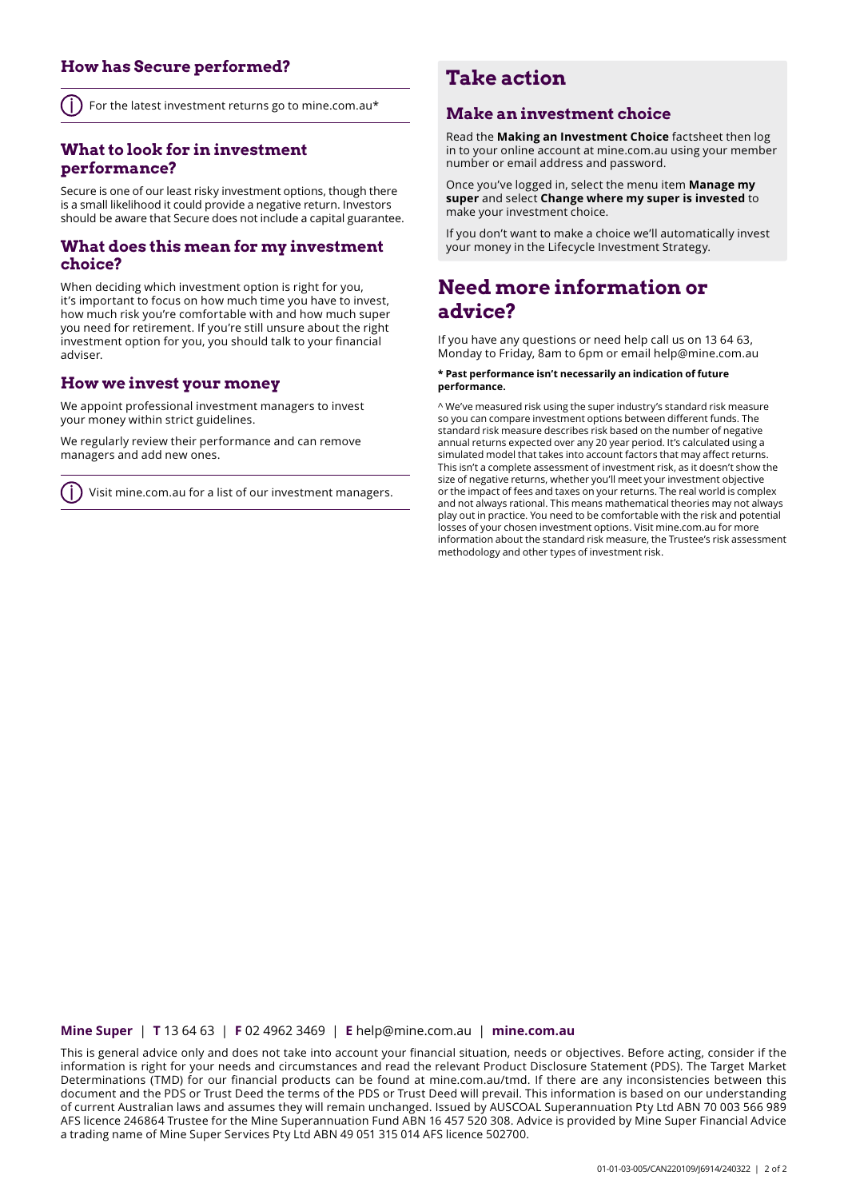## How has Secure performed?

For the latest investment returns go to mine.com.au*

### What to look for in investment performance?

Secure is one of our least risky investment options, though there is a small likelihood it could provide a negative return. Investors should be aware that Secure does not include a capital guarantee.

### What does this mean for my investment choice?

When deciding which investment option is right for you, it's important to focus on how much time you have to invest, how much risk you're comfortable with and how much super you need for retirement. If you're still unsure about the right investment option for you, you should talk to your financial adviser.

### How we invest your money

We appoint professional investment managers to invest your money within strict guidelines.

We regularly review their performance and can remove managers and add new ones.

Visit mine.com.au for a list of our investment managers.

## Take action

### Make an investment choice

Read the **Making an Investment Choice** factsheet then log in to your online account at mine.com.au using your member number or email address and password.

Once you've logged in, select the menu item **Manage my super** and select **Change where my super is invested** to make your investment choice.

If you don't want to make a choice we'll automatically invest your money in the Lifecycle Investment Strategy.

## Need more information or advice?

If you have any questions or need help call us on 13 64 63, Monday to Friday, 8am to 6pm or email help@mine.com.au

**\* Past performance isn't necessarily an indication of future performance.**

^ We've measured risk using the super industry's standard risk measure so you can compare investment options between different funds. The standard risk measure describes risk based on the number of negative annual returns expected over any 20 year period. It's calculated using a simulated model that takes into account factors that may affect returns. This isn't a complete assessment of investment risk, as it doesn't show the size of negative returns, whether you'll meet your investment objective or the impact of fees and taxes on your returns. The real world is complex and not always rational. This means mathematical theories may not always play out in practice. You need to be comfortable with the risk and potential losses of your chosen investment options. Visit mine.com.au for more information about the standard risk measure, the Trustee's risk assessment methodology and other types of investment risk.

**Mine Super** | **T** 13 64 63 | **F** 02 4962 3469 | **E** help@mine.com.au | **mine.com.au**

This is general advice only and does not take into account your financial situation, needs or objectives. Before acting, consider if the information is right for your needs and circumstances and read the relevant Product Disclosure Statement (PDS). The Target Market Determinations (TMD) for our financial products can be found at mine.com.au/tmd. If there are any inconsistencies between this document and the PDS or Trust Deed the terms of the PDS or Trust Deed will prevail. This information is based on our understanding of current Australian laws and assumes they will remain unchanged. Issued by AUSCOAL Superannuation Pty Ltd ABN 70 003 566 989 AFS licence 246864 Trustee for the Mine Superannuation Fund ABN 16 457 520 308. Advice is provided by Mine Super Financial Advice a trading name of Mine Super Services Pty Ltd ABN 49 051 315 014 AFS licence 502700.

01-01-03-005/CAN220109/J6914/240322